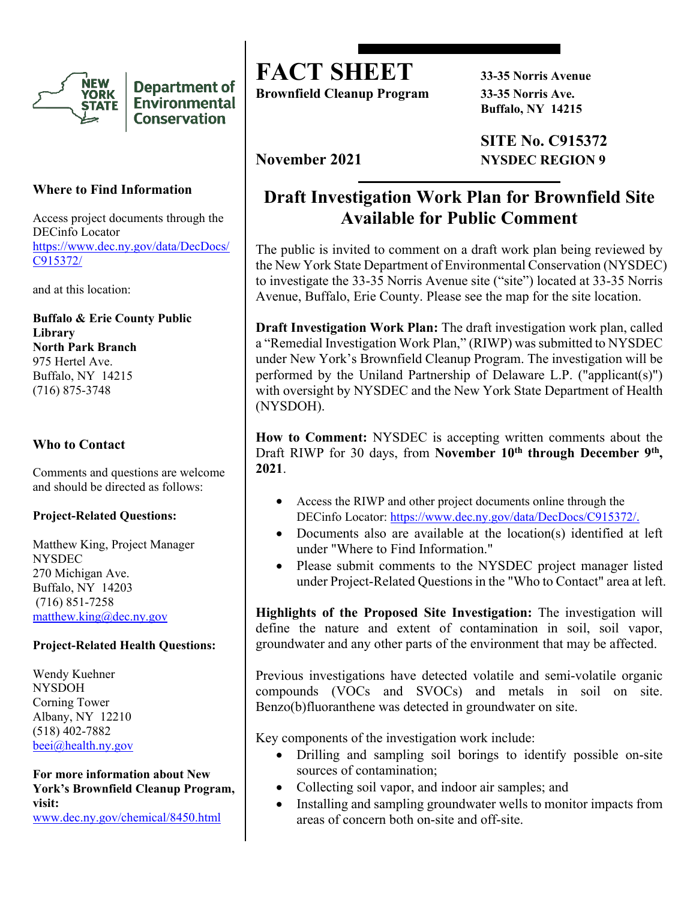# FACT SHEET

**Brownfield Cleanup Program**

**33-35 Norris Avenue**
**33-35 Norris Ave.**
**Buffalo, NY 14215**

**SITE No. C915372**
**NYSDEC REGION 9**

**November 2021**

## Draft Investigation Work Plan for Brownfield Site Available for Public Comment

The public is invited to comment on a draft work plan being reviewed by the New York State Department of Environmental Conservation (NYSDEC) to investigate the 33-35 Norris Avenue site ("site") located at 33-35 Norris Avenue, Buffalo, Erie County. Please see the map for the site location.

**Draft Investigation Work Plan:** The draft investigation work plan, called a "Remedial Investigation Work Plan," (RIWP) was submitted to NYSDEC under New York's Brownfield Cleanup Program. The investigation will be performed by the Uniland Partnership of Delaware L.P. ("applicant(s)") with oversight by NYSDEC and the New York State Department of Health (NYSDOH).

**How to Comment:** NYSDEC is accepting written comments about the Draft RIWP for 30 days, from **November 10th through December 9th, 2021**.

- Access the RIWP and other project documents online through the DECinfo Locator: https://www.dec.ny.gov/data/DecDocs/C915372/.
- Documents also are available at the location(s) identified at left under "Where to Find Information."
- Please submit comments to the NYSDEC project manager listed under Project-Related Questions in the "Who to Contact" area at left.

**Highlights of the Proposed Site Investigation:** The investigation will define the nature and extent of contamination in soil, soil vapor, groundwater and any other parts of the environment that may be affected.

Previous investigations have detected volatile and semi-volatile organic compounds (VOCs and SVOCs) and metals in soil on site. Benzo(b)fluoranthene was detected in groundwater on site.

Key components of the investigation work include:

- Drilling and sampling soil borings to identify possible on-site sources of contamination;
- Collecting soil vapor, and indoor air samples; and
- Installing and sampling groundwater wells to monitor impacts from areas of concern both on-site and off-site.

### Where to Find Information

Access project documents through the DECinfo Locator
https://www.dec.ny.gov/data/DecDocs/C915372/

and at this location:

**Buffalo & Erie County Public Library**
**North Park Branch**
975 Hertel Ave.
Buffalo, NY 14215
(716) 875-3748

### Who to Contact

Comments and questions are welcome and should be directed as follows:

**Project-Related Questions:**

Matthew King, Project Manager
NYSDEC
270 Michigan Ave.
Buffalo, NY 14203
(716) 851-7258
matthew.king@dec.ny.gov

**Project-Related Health Questions:**

Wendy Kuehner
NYSDOH
Corning Tower
Albany, NY 12210
(518) 402-7882
beei@health.ny.gov

**For more information about New York's Brownfield Cleanup Program, visit:**
www.dec.ny.gov/chemical/8450.html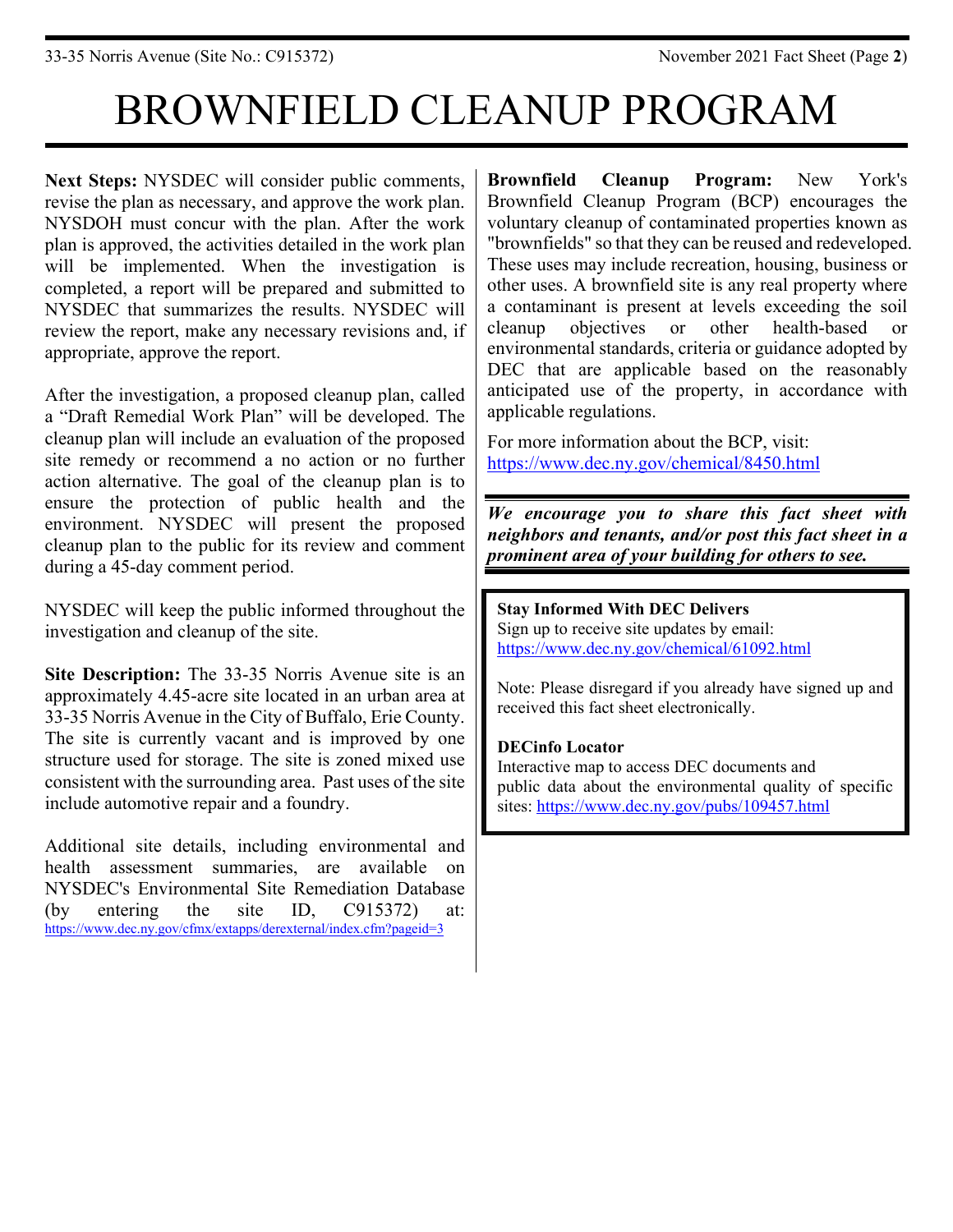# BROWNFIELD CLEANUP PROGRAM

**Next Steps:** NYSDEC will consider public comments, revise the plan as necessary, and approve the work plan. NYSDOH must concur with the plan. After the work plan is approved, the activities detailed in the work plan will be implemented. When the investigation is completed, a report will be prepared and submitted to NYSDEC that summarizes the results. NYSDEC will review the report, make any necessary revisions and, if appropriate, approve the report.

After the investigation, a proposed cleanup plan, called a "Draft Remedial Work Plan" will be developed. The cleanup plan will include an evaluation of the proposed site remedy or recommend a no action or no further action alternative. The goal of the cleanup plan is to ensure the protection of public health and the environment. NYSDEC will present the proposed cleanup plan to the public for its review and comment during a 45-day comment period.

NYSDEC will keep the public informed throughout the investigation and cleanup of the site.

**Site Description:** The 33-35 Norris Avenue site is an approximately 4.45-acre site located in an urban area at 33-35 Norris Avenue in the City of Buffalo, Erie County. The site is currently vacant and is improved by one structure used for storage. The site is zoned mixed use consistent with the surrounding area. Past uses of the site include automotive repair and a foundry.

Additional site details, including environmental and health assessment summaries, are available on NYSDEC's Environmental Site Remediation Database (by entering the site ID, C915372) at: https://www.dec.ny.gov/cfmx/extapps/derexternal/index.cfm?pageid=3

**Brownfield Cleanup Program:** New York's Brownfield Cleanup Program (BCP) encourages the voluntary cleanup of contaminated properties known as "brownfields" so that they can be reused and redeveloped. These uses may include recreation, housing, business or other uses. A brownfield site is any real property where a contaminant is present at levels exceeding the soil cleanup objectives or other health-based or environmental standards, criteria or guidance adopted by DEC that are applicable based on the reasonably anticipated use of the property, in accordance with applicable regulations.

For more information about the BCP, visit: https://www.dec.ny.gov/chemical/8450.html

***We encourage you to share this fact sheet with neighbors and tenants, and/or post this fact sheet in a prominent area of your building for others to see.***

**Stay Informed With DEC Delivers**
Sign up to receive site updates by email: https://www.dec.ny.gov/chemical/61092.html

Note: Please disregard if you already have signed up and received this fact sheet electronically.

**DECinfo Locator**
Interactive map to access DEC documents and public data about the environmental quality of specific sites: https://www.dec.ny.gov/pubs/109457.html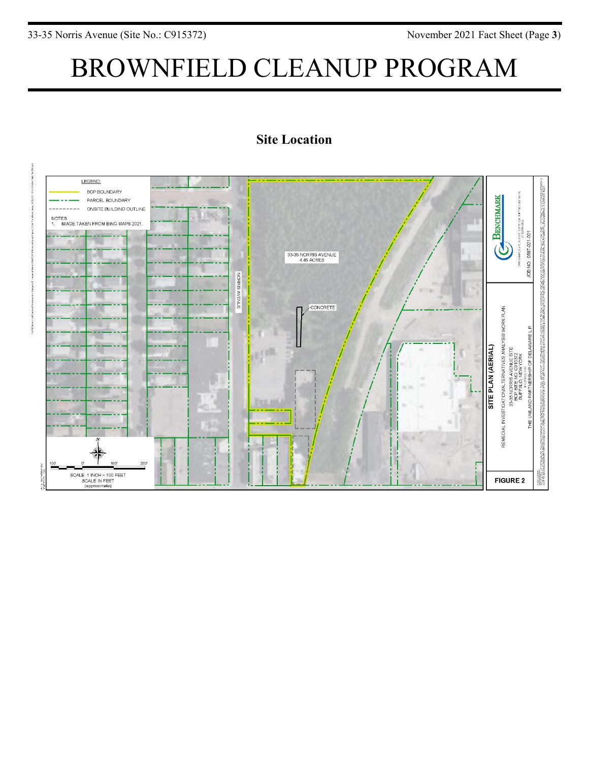# BROWNFIELD CLEANUP PROGRAM

## Site Location

LEGEND:

BCP BOUNDARY

PARCEL BOUNDARY

ONSITE BUILDING OUTLINE

NOTES:
1. IMAGE TAKEN FROM BING MAPS 2021.

NORRIS AVENUE

33-35 NORRIS AVENUE
4.45 ACRES

CONCRETE

SCALE: 1 INCH = 100 FEET
SCALE IN FEET
(approximate)

BENCHMARK

JOB NO.: 0597-021-001

SITE PLAN (AERIAL)

REMEDIAL INVESTIGATION/ALTERNATIVES ANALYSIS WORK PLAN
33-35 NORRIS AVENUE SITE
BCP SITE NO. C915372
BUFFALO, NEW YORK

THE UNILAND PARTNERSHIP OF DELAWARE L.P.

FIGURE 2